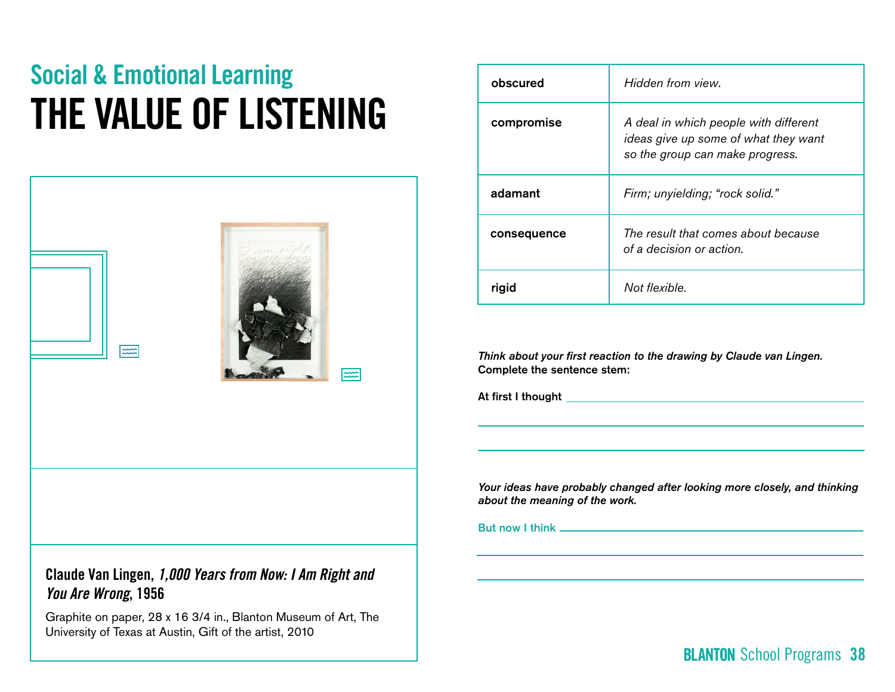## Social & Emotional Learning

# THE VALUE OF LISTENING

**Claude Van Lingen, *1,000 Years from Now: I Am Right and You Are Wrong*, 1956**

Graphite on paper, 28 x 16 3/4 in., Blanton Museum of Art, The University of Texas at Austin, Gift of the artist, 2010

| | |
|---|---|
| obscured | *Hidden from view.* |
| compromise | *A deal in which people with different ideas give up some of what they want so the group can make progress.* |
| adamant | *Firm; unyielding; "rock solid."* |
| consequence | *The result that comes about because of a decision or action.* |
| rigid | *Not flexible.* |

***Think about your first reaction to the drawing by Claude van Lingen.*** **Complete the sentence stem:**

At first I thought \_\_\_\_\_\_\_\_\_\_\_\_\_\_\_\_\_\_\_\_\_\_\_\_\_\_\_\_\_\_\_\_

\_\_\_\_\_\_\_\_\_\_\_\_\_\_\_\_\_\_\_\_\_\_\_\_\_\_\_\_\_\_\_\_\_\_\_\_\_\_\_\_\_\_\_\_\_\_

\_\_\_\_\_\_\_\_\_\_\_\_\_\_\_\_\_\_\_\_\_\_\_\_\_\_\_\_\_\_\_\_\_\_\_\_\_\_\_\_\_\_\_\_\_\_

***Your ideas have probably changed after looking more closely, and thinking about the meaning of the work.***

But now I think \_\_\_\_\_\_\_\_\_\_\_\_\_\_\_\_\_\_\_\_\_\_\_\_\_\_\_\_\_\_\_\_

\_\_\_\_\_\_\_\_\_\_\_\_\_\_\_\_\_\_\_\_\_\_\_\_\_\_\_\_\_\_\_\_\_\_\_\_\_\_\_\_\_\_\_\_\_\_

\_\_\_\_\_\_\_\_\_\_\_\_\_\_\_\_\_\_\_\_\_\_\_\_\_\_\_\_\_\_\_\_\_\_\_\_\_\_\_\_\_\_\_\_\_\_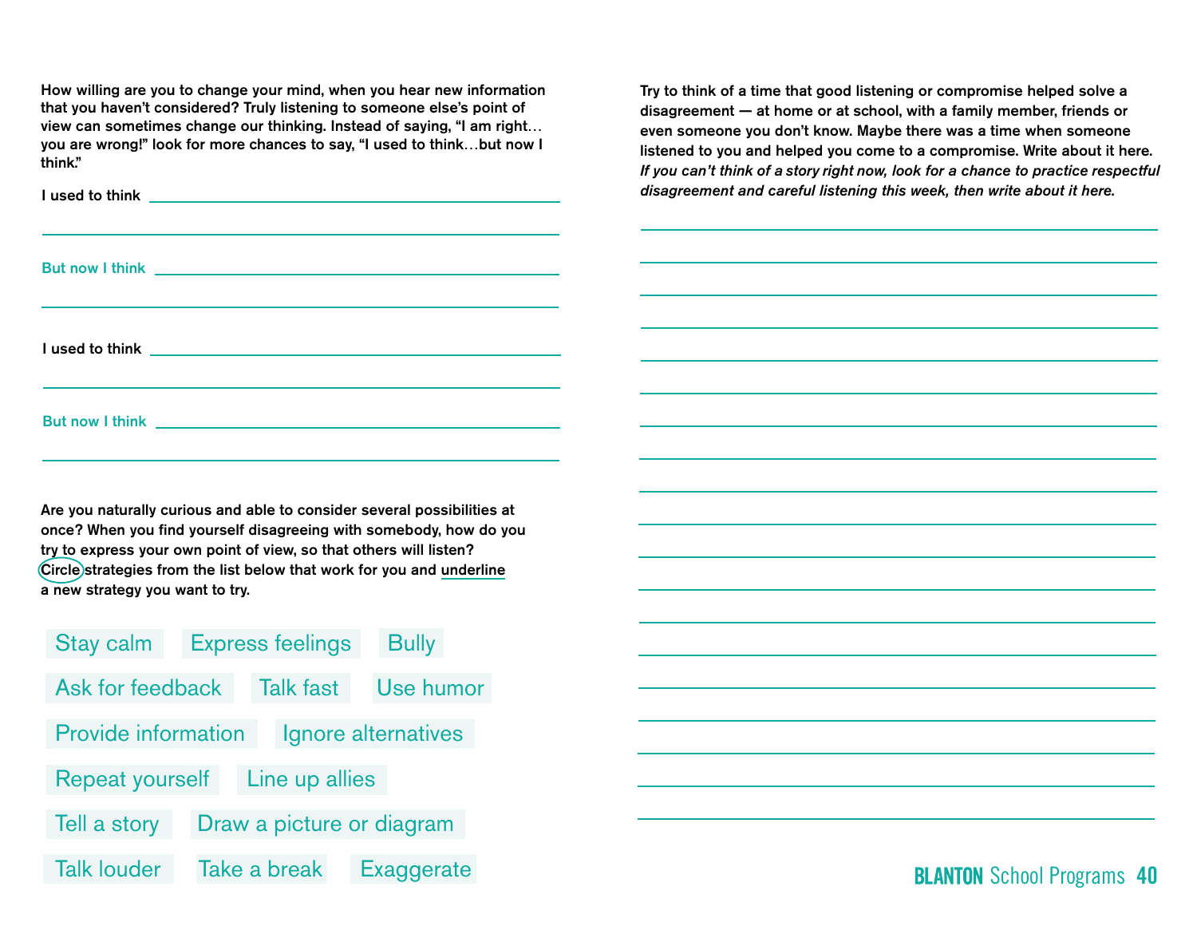How willing are you to change your mind, when you hear new information that you haven't considered? Truly listening to someone else's point of view can sometimes change our thinking. Instead of saying, "I am right… you are wrong!" look for more chances to say, "I used to think…but now I think."

I used to think ______________________________

______________________________

But now I think ______________________________

______________________________

I used to think ______________________________

______________________________

But now I think ______________________________

______________________________

Are you naturally curious and able to consider several possibilities at once? When you find yourself disagreeing with somebody, how do you try to express your own point of view, so that others will listen? Circle strategies from the list below that work for you and underline a new strategy you want to try.

Stay calm | Express feelings | Bully

Ask for feedback | Talk fast | Use humor

Provide information | Ignore alternatives

Repeat yourself | Line up allies

Tell a story | Draw a picture or diagram

Talk louder | Take a break | Exaggerate

Try to think of a time that good listening or compromise helped solve a disagreement — at home or at school, with a family member, friends or even someone you don't know. Maybe there was a time when someone listened to you and helped you come to a compromise. Write about it here. *If you can't think of a story right now, look for a chance to practice respectful disagreement and careful listening this week, then write about it here.*

______________________________

______________________________

______________________________

______________________________

______________________________

______________________________

______________________________

______________________________

______________________________

______________________________

______________________________

______________________________

______________________________

______________________________

______________________________

______________________________

______________________________

______________________________

______________________________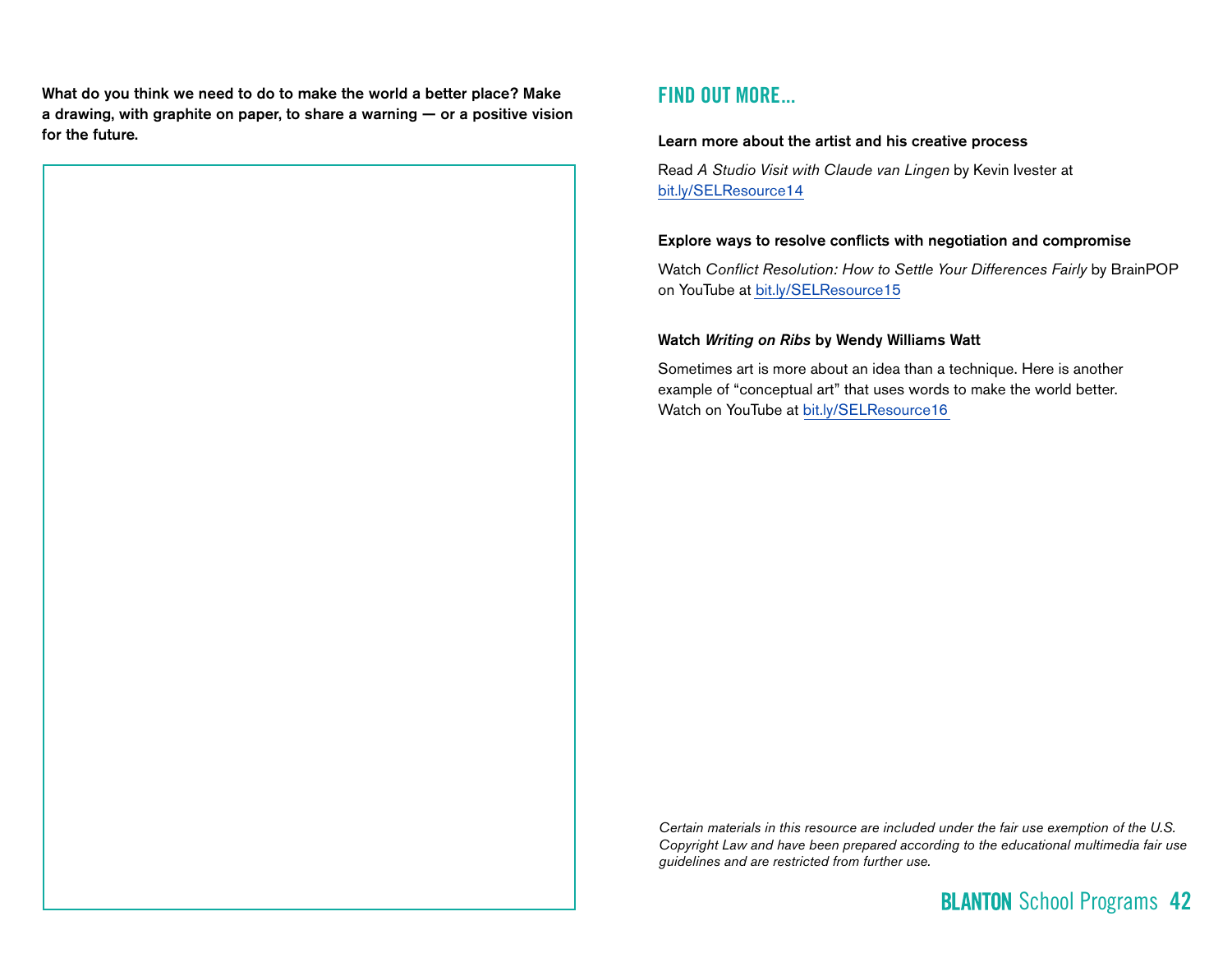**What do you think we need to do to make the world a better place? Make a drawing, with graphite on paper, to share a warning — or a positive vision for the future.**

## FIND OUT MORE…

**Learn more about the artist and his creative process**

Read *A Studio Visit with Claude van Lingen* by Kevin Ivester at bit.ly/SELResource14

**Explore ways to resolve conflicts with negotiation and compromise**

Watch *Conflict Resolution: How to Settle Your Differences Fairly* by BrainPOP on YouTube at bit.ly/SELResource15

**Watch *Writing on Ribs* by Wendy Williams Watt**

Sometimes art is more about an idea than a technique. Here is another example of "conceptual art" that uses words to make the world better. Watch on YouTube at bit.ly/SELResource16

*Certain materials in this resource are included under the fair use exemption of the U.S. Copyright Law and have been prepared according to the educational multimedia fair use guidelines and are restricted from further use.*